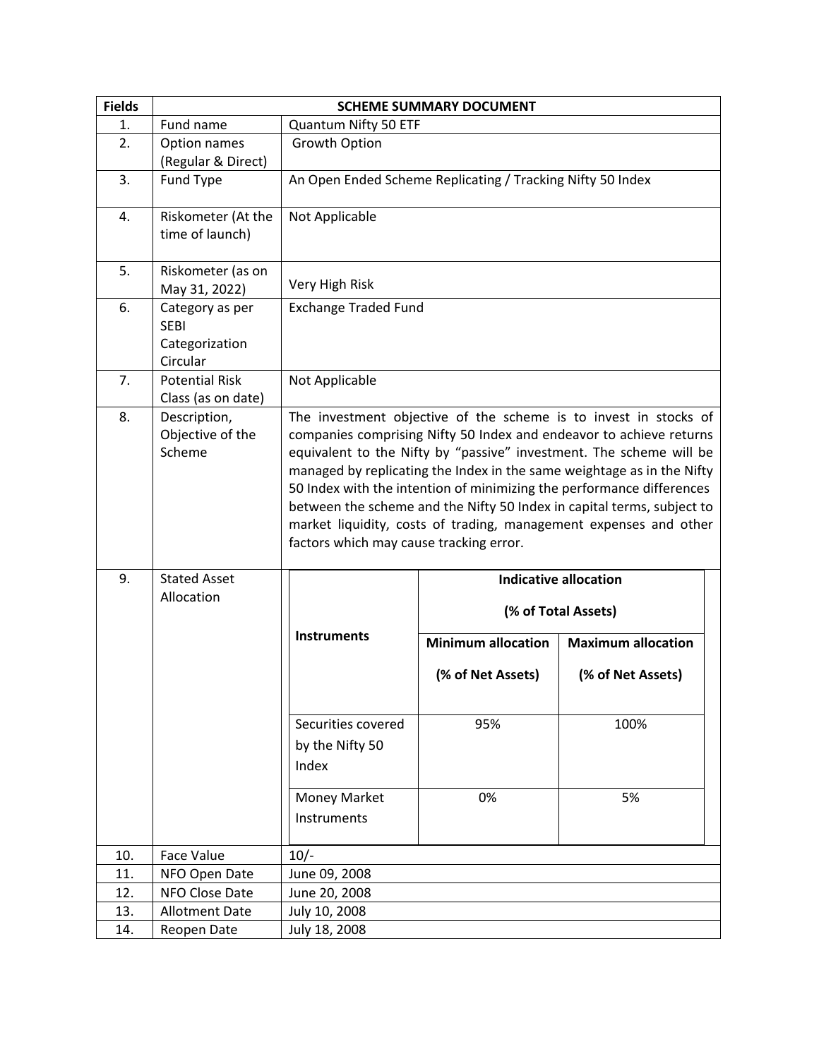| Fields | SCHEME SUMMARY DOCUMENT | |
|---|---|---|
| 1. | Fund name | Quantum Nifty 50 ETF |
| 2. | Option names (Regular & Direct) | Growth Option |
| 3. | Fund Type | An Open Ended Scheme Replicating / Tracking Nifty 50 Index |
| 4. | Riskometer (At the time of launch) | Not Applicable |
| 5. | Riskometer (as on May 31, 2022) | Very High Risk |
| 6. | Category as per SEBI Categorization Circular | Exchange Traded Fund |
| 7. | Potential Risk Class (as on date) | Not Applicable |
| 8. | Description, Objective of the Scheme | The investment objective of the scheme is to invest in stocks of companies comprising Nifty 50 Index and endeavor to achieve returns equivalent to the Nifty by "passive" investment. The scheme will be managed by replicating the Index in the same weightage as in the Nifty 50 Index with the intention of minimizing the performance differences between the scheme and the Nifty 50 Index in capital terms, subject to market liquidity, costs of trading, management expenses and other factors which may cause tracking error. |
| 9. | Stated Asset Allocation | (see table below) |
| 10. | Face Value | 10/- |
| 11. | NFO Open Date | June 09, 2008 |
| 12. | NFO Close Date | June 20, 2008 |
| 13. | Allotment Date | July 10, 2008 |
| 14. | Reopen Date | July 18, 2008 |

Stated Asset Allocation:

| Instruments | Indicative allocation (% of Total Assets) | |
|---|---|---|
| | Minimum allocation (% of Net Assets) | Maximum allocation (% of Net Assets) |
| Securities covered by the Nifty 50 Index | 95% | 100% |
| Money Market Instruments | 0% | 5% |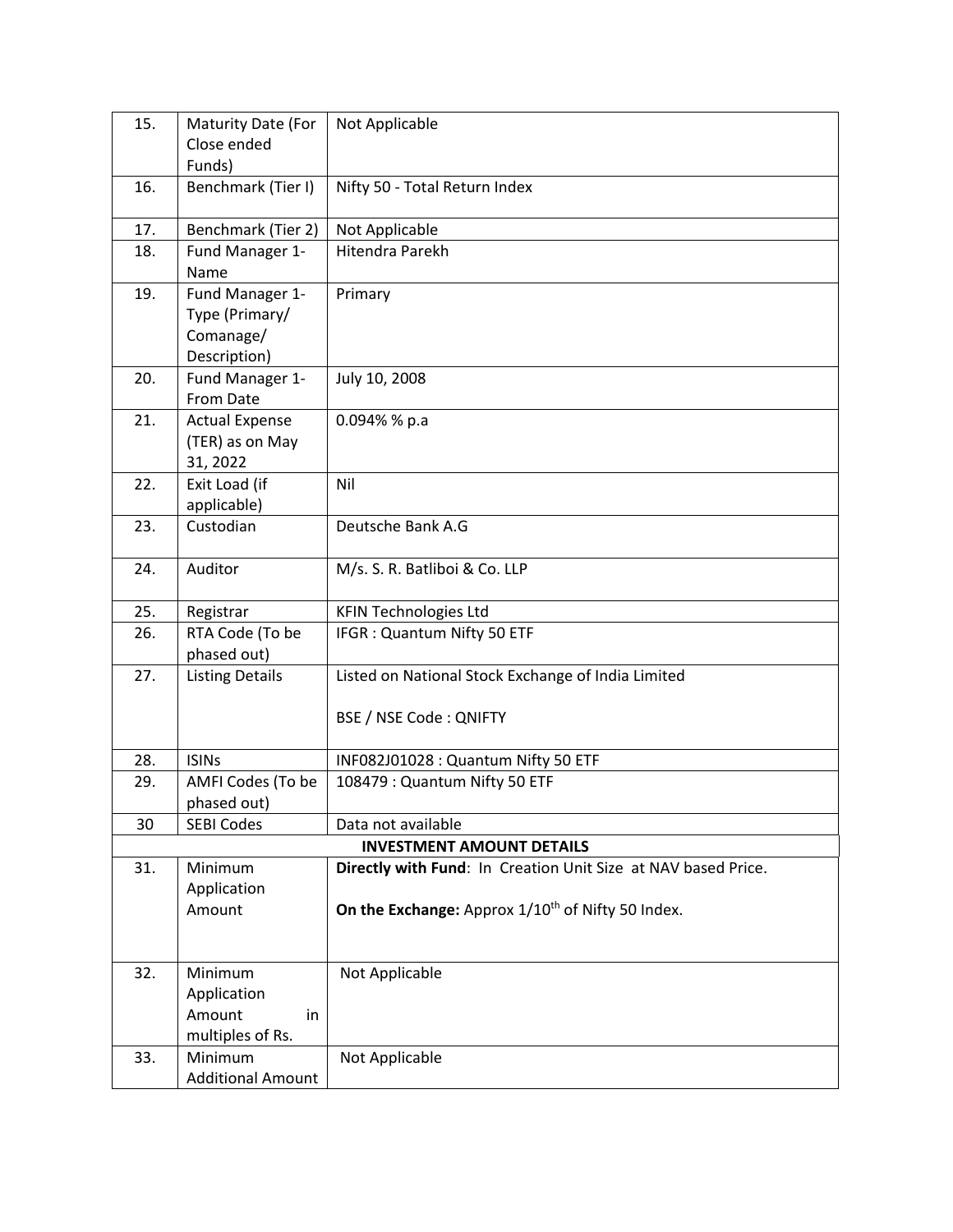| | | |
|---|---|---|
| 15. | Maturity Date (For Close ended Funds) | Not Applicable |
| 16. | Benchmark (Tier I) | Nifty 50 - Total Return Index |
| 17. | Benchmark (Tier 2) | Not Applicable |
| 18. | Fund Manager 1- Name | Hitendra Parekh |
| 19. | Fund Manager 1- Type (Primary/ Comanage/ Description) | Primary |
| 20. | Fund Manager 1- From Date | July 10, 2008 |
| 21. | Actual Expense (TER) as on May 31, 2022 | 0.094% % p.a |
| 22. | Exit Load (if applicable) | Nil |
| 23. | Custodian | Deutsche Bank A.G |
| 24. | Auditor | M/s. S. R. Batliboi & Co. LLP |
| 25. | Registrar | KFIN Technologies Ltd |
| 26. | RTA Code (To be phased out) | IFGR : Quantum Nifty 50 ETF |
| 27. | Listing Details | Listed on National Stock Exchange of India Limited<br><br>BSE / NSE Code : QNIFTY |
| 28. | ISINs | INF082J01028 : Quantum Nifty 50 ETF |
| 29. | AMFI Codes (To be phased out) | 108479 : Quantum Nifty 50 ETF |
| 30 | SEBI Codes | Data not available |
| | **INVESTMENT AMOUNT DETAILS** | |
| 31. | Minimum Application Amount | **Directly with Fund**: In Creation Unit Size at NAV based Price.<br><br>**On the Exchange:** Approx 1/10th of Nifty 50 Index. |
| 32. | Minimum Application Amount in multiples of Rs. | Not Applicable |
| 33. | Minimum Additional Amount | Not Applicable |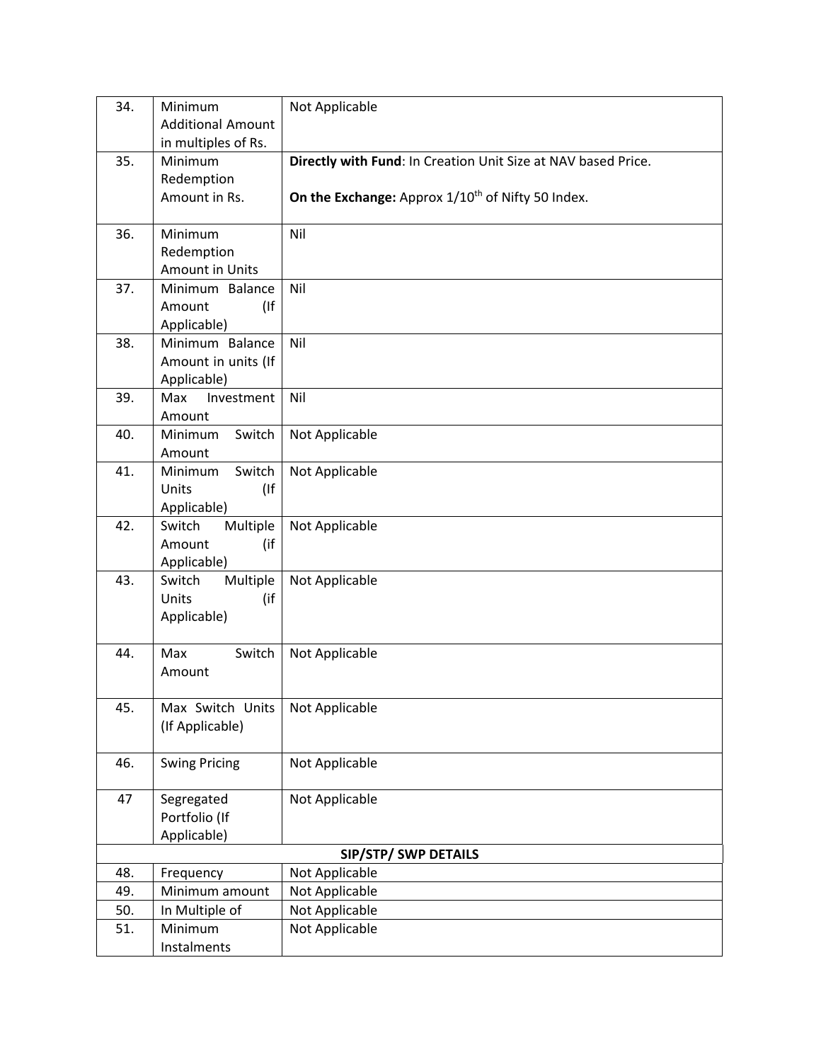| 34. | Minimum Additional Amount in multiples of Rs. | Not Applicable |
|---|---|---|
| 35. | Minimum Redemption Amount in Rs. | **Directly with Fund**: In Creation Unit Size at NAV based Price.<br><br>**On the Exchange:** Approx 1/10$^{th}$ of Nifty 50 Index. |
| 36. | Minimum Redemption Amount in Units | Nil |
| 37. | Minimum Balance Amount (If Applicable) | Nil |
| 38. | Minimum Balance Amount in units (If Applicable) | Nil |
| 39. | Max Investment Amount | Nil |
| 40. | Minimum Switch Amount | Not Applicable |
| 41. | Minimum Switch Units (If Applicable) | Not Applicable |
| 42. | Switch Multiple Amount (if Applicable) | Not Applicable |
| 43. | Switch Multiple Units (if Applicable) | Not Applicable |
| 44. | Max Switch Amount | Not Applicable |
| 45. | Max Switch Units (If Applicable) | Not Applicable |
| 46. | Swing Pricing | Not Applicable |
| 47 | Segregated Portfolio (If Applicable) | Not Applicable |
| | **SIP/STP/ SWP DETAILS** | |
| 48. | Frequency | Not Applicable |
| 49. | Minimum amount | Not Applicable |
| 50. | In Multiple of | Not Applicable |
| 51. | Minimum Instalments | Not Applicable |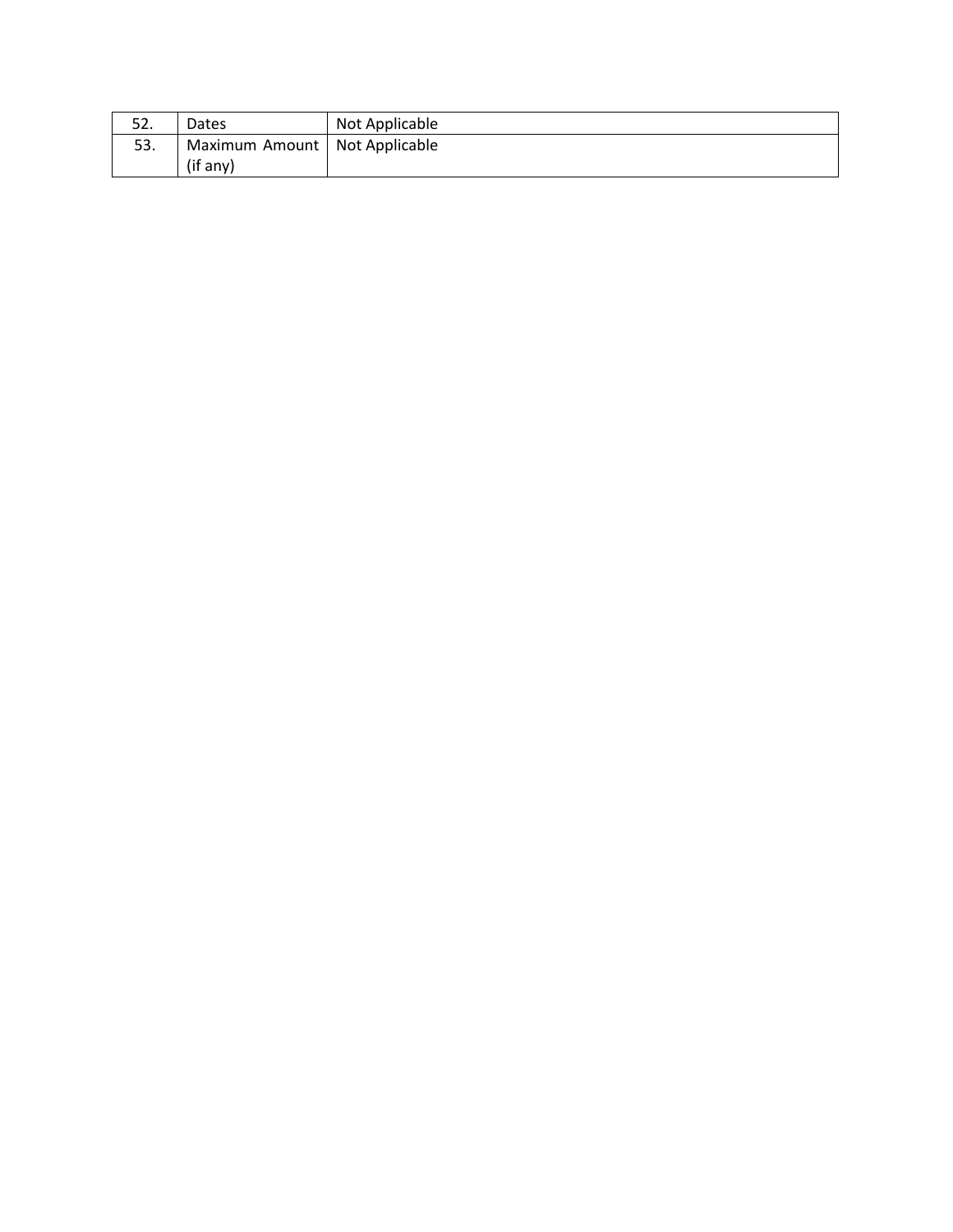| | | |
|---|---|---|
| 52. | Dates | Not Applicable |
| 53. | Maximum Amount (if any) | Not Applicable |